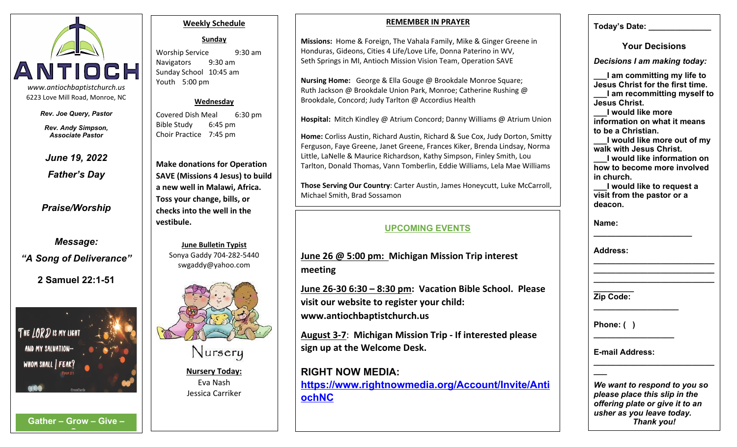# ANTIOCH

*www.antiochbaptistchurch.us*
6223 Love Mill Road, Monroe, NC

***Rev. Joe Query, Pastor***

***Rev. Andy Simpson, Associate Pastor***

***June 19, 2022***

***Father's Day***

***Praise/Worship***

***Message:***

***"A Song of Deliverance"***

**2 Samuel 22:1-51**

**Gather – Grow – Give –**

## Weekly Schedule

### Sunday

Worship Service 9:30 am
Navigators 9:30 am
Sunday School 10:45 am
Youth 5:00 pm

### Wednesday

Covered Dish Meal 6:30 pm
Bible Study 6:45 pm
Choir Practice 7:45 pm

**Make donations for Operation SAVE (Missions 4 Jesus) to build a new well in Malawi, Africa. Toss your change, bills, or checks into the well in the vestibule.**

**June Bulletin Typist**
Sonya Gaddy 704-282-5440
swgaddy@yahoo.com

Nursery

**Nursery Today:**
Eva Nash
Jessica Carriker

## REMEMBER IN PRAYER

**Missions:** Home & Foreign, The Vahala Family, Mike & Ginger Greene in Honduras, Gideons, Cities 4 Life/Love Life, Donna Paterino in WV, Seth Springs in MI, Antioch Mission Vision Team, Operation SAVE

**Nursing Home:** George & Ella Gouge @ Brookdale Monroe Square; Ruth Jackson @ Brookdale Union Park, Monroe; Catherine Rushing @ Brookdale, Concord; Judy Tarlton @ Accordius Health

**Hospital:** Mitch Kindley @ Atrium Concord; Danny Williams @ Atrium Union

**Home:** Corliss Austin, Richard Austin, Richard & Sue Cox, Judy Dorton, Smitty Ferguson, Faye Greene, Janet Greene, Frances Kiker, Brenda Lindsay, Norma Little, LaNelle & Maurice Richardson, Kathy Simpson, Finley Smith, Lou Tarlton, Donald Thomas, Vann Tomberlin, Eddie Williams, Lela Mae Williams

**Those Serving Our Country**: Carter Austin, James Honeycutt, Luke McCarroll, Michael Smith, Brad Sossamon

## UPCOMING EVENTS

**June 26 @ 5:00 pm: Michigan Mission Trip interest meeting**

**June 26-30 6:30 – 8:30 pm: Vacation Bible School. Please visit our website to register your child: www.antiochbaptistchurch.us**

**August 3-7: Michigan Mission Trip - If interested please sign up at the Welcome Desk.**

**RIGHT NOW MEDIA:**
**https://www.rightnowmedia.org/Account/Invite/AntiochNC**

**Today's Date: \_\_\_\_\_\_\_\_\_\_\_\_\_**

## Your Decisions

***Decisions I am making today:***

**\_\_\_I am committing my life to Jesus Christ for the first time.**
**\_\_\_I am recommitting myself to Jesus Christ.**
**\_\_\_I would like more information on what it means to be a Christian.**
**\_\_\_I would like more out of my walk with Jesus Christ.**
**\_\_\_I would like information on how to become more involved in church.**
**\_\_\_I would like to request a visit from the pastor or a deacon.**

**Name:** \_\_\_\_\_\_\_\_\_\_\_\_\_\_\_\_\_\_\_\_\_\_

**Address:** \_\_\_\_\_\_\_\_\_\_\_\_\_\_\_\_\_\_\_\_\_\_\_\_\_\_\_\_\_\_\_\_\_\_\_\_\_\_\_\_\_\_\_\_\_\_\_\_\_\_\_\_\_\_\_\_\_\_\_\_\_\_\_\_\_\_\_\_\_\_\_\_\_\_\_\_\_\_\_\_\_\_\_\_\_

**Zip Code:** \_\_\_\_\_\_\_\_\_\_\_\_\_\_\_\_\_\_\_\_

**Phone: ( )** \_\_\_\_\_\_\_\_\_\_\_\_\_\_\_\_\_\_\_\_

**E-mail Address:** \_\_\_\_\_\_\_\_\_\_\_\_\_\_\_\_\_\_\_\_\_\_\_\_\_\_\_\_\_\_

***We want to respond to you so please place this slip in the offering plate or give it to an usher as you leave today. Thank you!***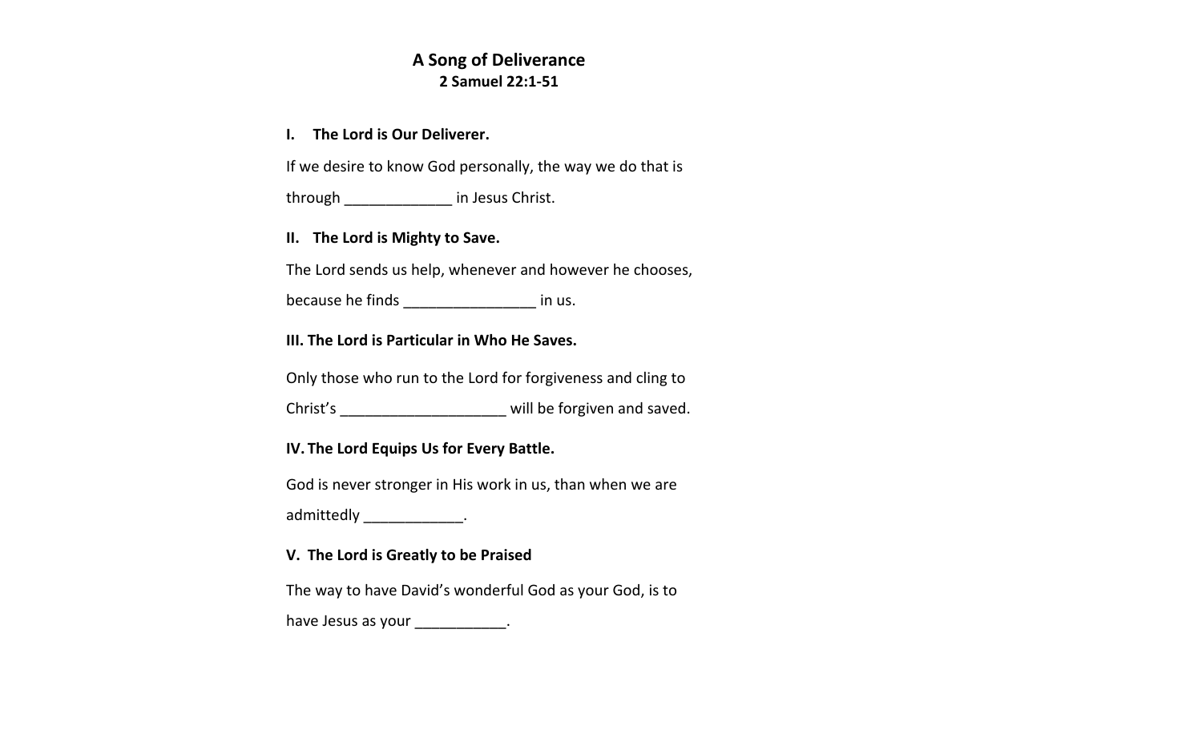# A Song of Deliverance

**2 Samuel 22:1-51**

## I. The Lord is Our Deliverer.

If we desire to know God personally, the way we do that is through _____________ in Jesus Christ.

## II. The Lord is Mighty to Save.

The Lord sends us help, whenever and however he chooses, because he finds ________________ in us.

## III. The Lord is Particular in Who He Saves.

Only those who run to the Lord for forgiveness and cling to Christ's ____________________ will be forgiven and saved.

## IV. The Lord Equips Us for Every Battle.

God is never stronger in His work in us, than when we are admittedly ____________.

## V. The Lord is Greatly to be Praised

The way to have David's wonderful God as your God, is to have Jesus as your ___________.